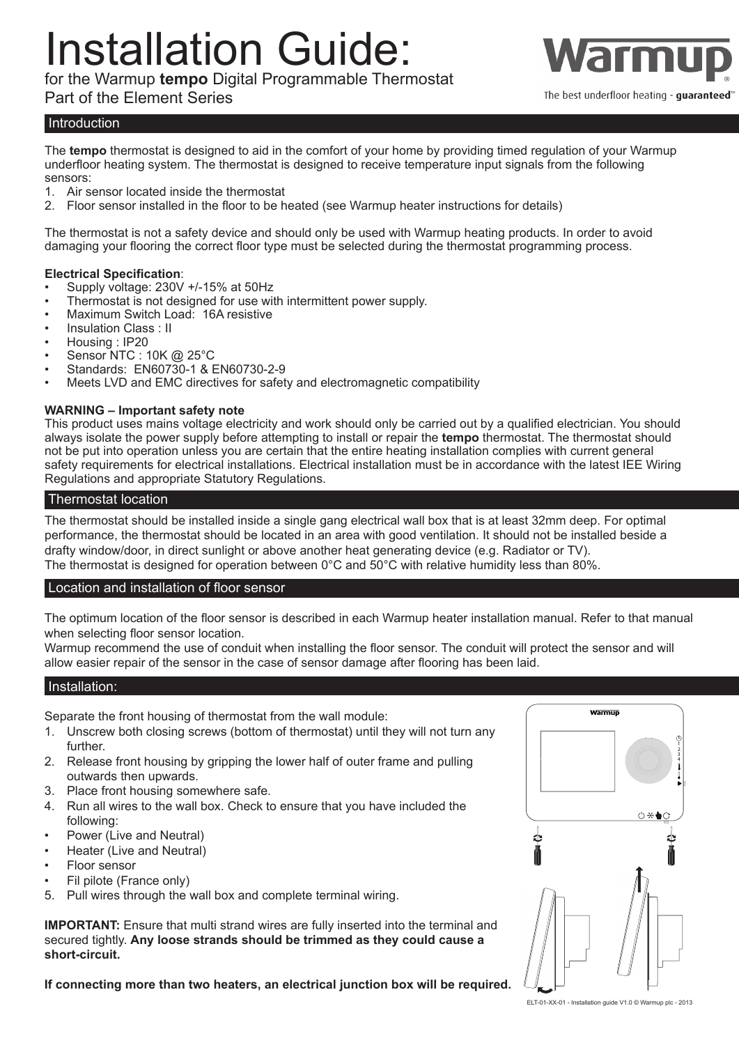# Installation Guide:

for the Warmup **tempo** Digital Programmable Thermostat
Part of the Element Series

Warmup
The best underfloor heating - **guaranteed**™

## Introduction

The **tempo** thermostat is designed to aid in the comfort of your home by providing timed regulation of your Warmup underfloor heating system. The thermostat is designed to receive temperature input signals from the following sensors:

1. Air sensor located inside the thermostat
2. Floor sensor installed in the floor to be heated (see Warmup heater instructions for details)

The thermostat is not a safety device and should only be used with Warmup heating products. In order to avoid damaging your flooring the correct floor type must be selected during the thermostat programming process.

**Electrical Specification**:

- Supply voltage: 230V +/-15% at 50Hz
- Thermostat is not designed for use with intermittent power supply.
- Maximum Switch Load: 16A resistive
- Insulation Class : II
- Housing : IP20
- Sensor NTC : 10K @ 25°C
- Standards: EN60730-1 & EN60730-2-9
- Meets LVD and EMC directives for safety and electromagnetic compatibility

**WARNING – Important safety note**
This product uses mains voltage electricity and work should only be carried out by a qualified electrician. You should always isolate the power supply before attempting to install or repair the **tempo** thermostat. The thermostat should not be put into operation unless you are certain that the entire heating installation complies with current general safety requirements for electrical installations. Electrical installation must be in accordance with the latest IEE Wiring Regulations and appropriate Statutory Regulations.

## Thermostat location

The thermostat should be installed inside a single gang electrical wall box that is at least 32mm deep. For optimal performance, the thermostat should be located in an area with good ventilation. It should not be installed beside a drafty window/door, in direct sunlight or above another heat generating device (e.g. Radiator or TV).
The thermostat is designed for operation between 0°C and 50°C with relative humidity less than 80%.

## Location and installation of floor sensor

The optimum location of the floor sensor is described in each Warmup heater installation manual. Refer to that manual when selecting floor sensor location.
Warmup recommend the use of conduit when installing the floor sensor. The conduit will protect the sensor and will allow easier repair of the sensor in the case of sensor damage after flooring has been laid.

## Installation:

Separate the front housing of thermostat from the wall module:

1. Unscrew both closing screws (bottom of thermostat) until they will not turn any further.
2. Release front housing by gripping the lower half of outer frame and pulling outwards then upwards.
3. Place front housing somewhere safe.
4. Run all wires to the wall box. Check to ensure that you have included the following:
   - Power (Live and Neutral)
   - Heater (Live and Neutral)
   - Floor sensor
   - Fil pilote (France only)
5. Pull wires through the wall box and complete terminal wiring.

**IMPORTANT:** Ensure that multi strand wires are fully inserted into the terminal and secured tightly. **Any loose strands should be trimmed as they could cause a short-circuit.**

**If connecting more than two heaters, an electrical junction box will be required.**

ELT-01-XX-01 - Installation guide V1.0 © Warmup plc - 2013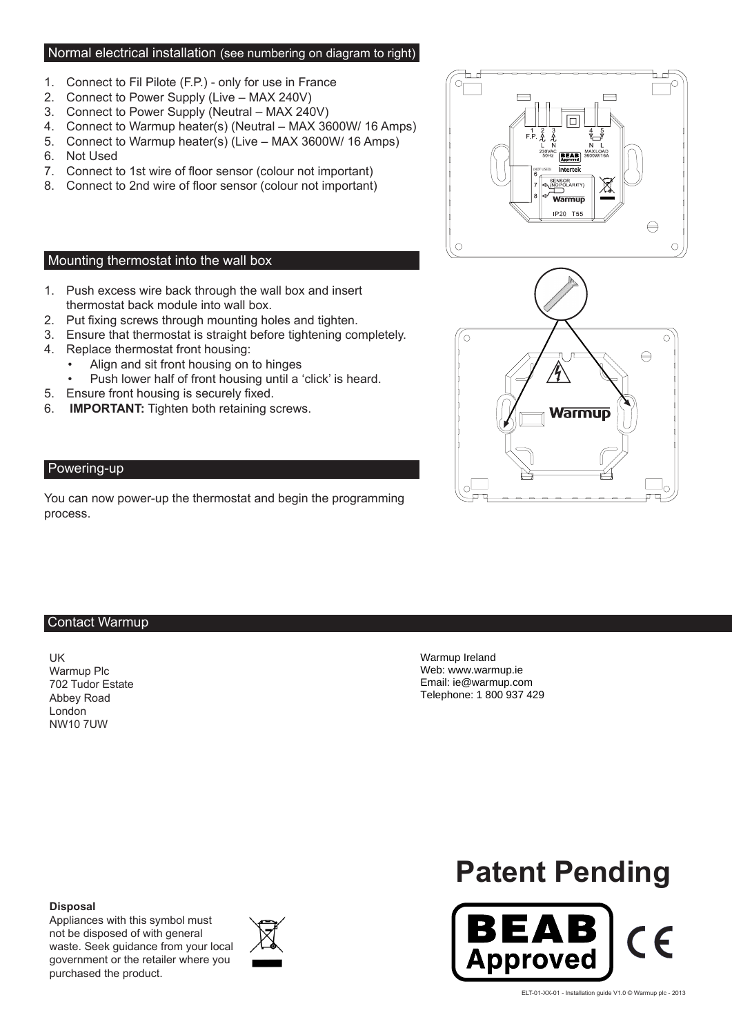## Normal electrical installation (see numbering on diagram to right)

1. Connect to Fil Pilote (F.P.) - only for use in France
2. Connect to Power Supply (Live – MAX 240V)
3. Connect to Power Supply (Neutral – MAX 240V)
4. Connect to Warmup heater(s) (Neutral – MAX 3600W/ 16 Amps)
5. Connect to Warmup heater(s) (Live – MAX 3600W/ 16 Amps)
6. Not Used
7. Connect to 1st wire of floor sensor (colour not important)
8. Connect to 2nd wire of floor sensor (colour not important)

1 F.P.
2 L
3 N
230VAC 50Hz
4 N
5 L
MAX LOAD 3600W/16A
BEAB Approved
Intertek
(NOT USED) 6
7
8
SENSOR (NO POLARITY)
Warmup
IP20 T55

## Mounting thermostat into the wall box

1. Push excess wire back through the wall box and insert thermostat back module into wall box.
2. Put fixing screws through mounting holes and tighten.
3. Ensure that thermostat is straight before tightening completely.
4. Replace thermostat front housing:
   - Align and sit front housing on to hinges
   - Push lower half of front housing until a 'click' is heard.
5. Ensure front housing is securely fixed.
6. **IMPORTANT:** Tighten both retaining screws.

Warmup

## Powering-up

You can now power-up the thermostat and begin the programming process.

## Contact Warmup

UK
Warmup Plc
702 Tudor Estate
Abbey Road
London
NW10 7UW

Warmup Ireland
Web: www.warmup.ie
Email: ie@warmup.com
Telephone: 1 800 937 429

# Patent Pending

BEAB Approved

CE

**Disposal**

Appliances with this symbol must not be disposed of with general waste. Seek guidance from your local government or the retailer where you purchased the product.

ELT-01-XX-01 - Installation guide V1.0 © Warmup plc - 2013